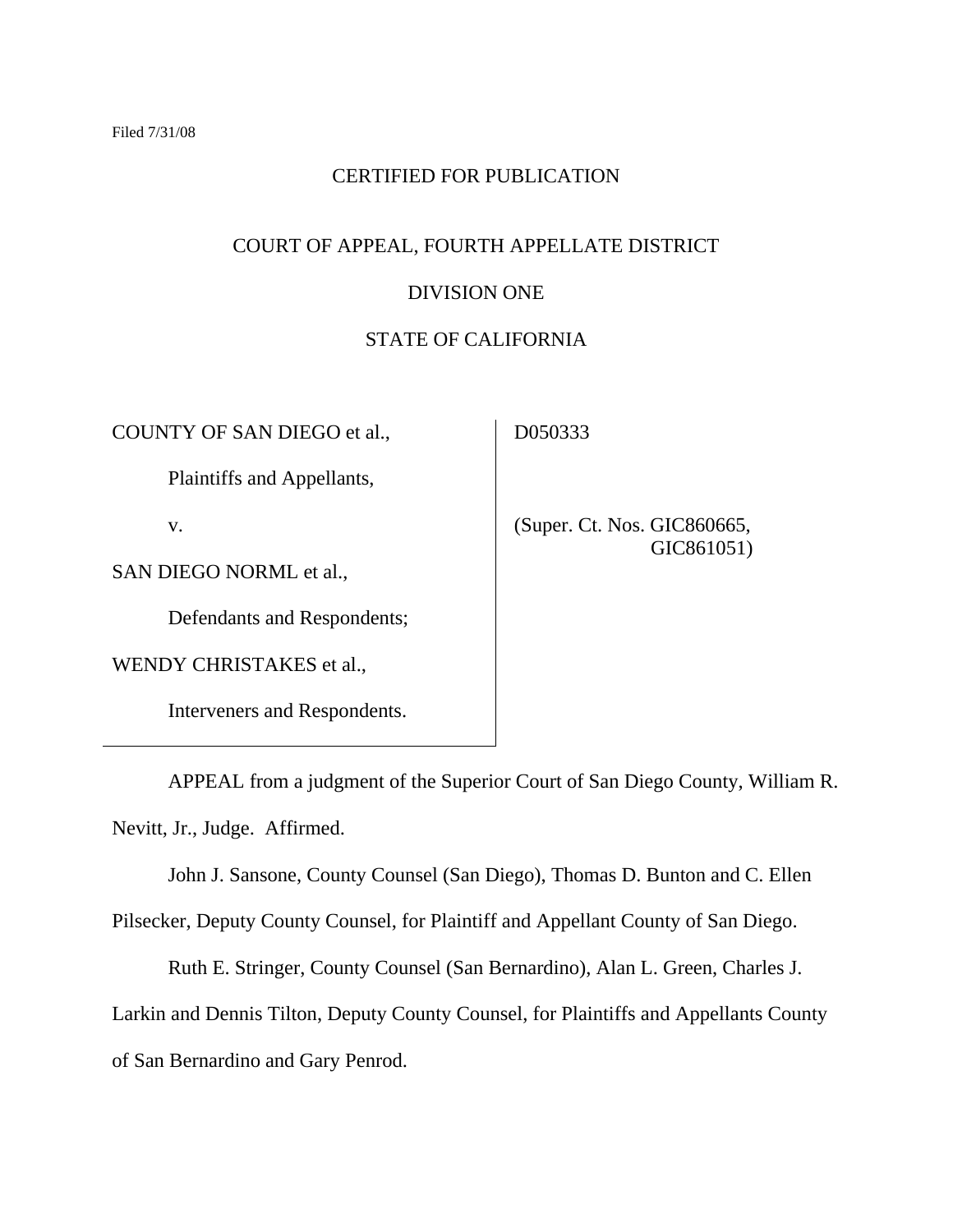Filed 7/31/08

CERTIFIED FOR PUBLICATION

COURT OF APPEAL, FOURTH APPELLATE DISTRICT

DIVISION ONE

STATE OF CALIFORNIA

| | |
|---|---|
| COUNTY OF SAN DIEGO et al.,<br><br>Plaintiffs and Appellants,<br><br>v.<br><br>SAN DIEGO NORML et al.,<br><br>Defendants and Respondents;<br><br>WENDY CHRISTAKES et al.,<br><br>Interveners and Respondents. | D050333<br><br>(Super. Ct. Nos. GIC860665, GIC861051) |

APPEAL from a judgment of the Superior Court of San Diego County, William R. Nevitt, Jr., Judge. Affirmed.

John J. Sansone, County Counsel (San Diego), Thomas D. Bunton and C. Ellen Pilsecker, Deputy County Counsel, for Plaintiff and Appellant County of San Diego.

Ruth E. Stringer, County Counsel (San Bernardino), Alan L. Green, Charles J. Larkin and Dennis Tilton, Deputy County Counsel, for Plaintiffs and Appellants County of San Bernardino and Gary Penrod.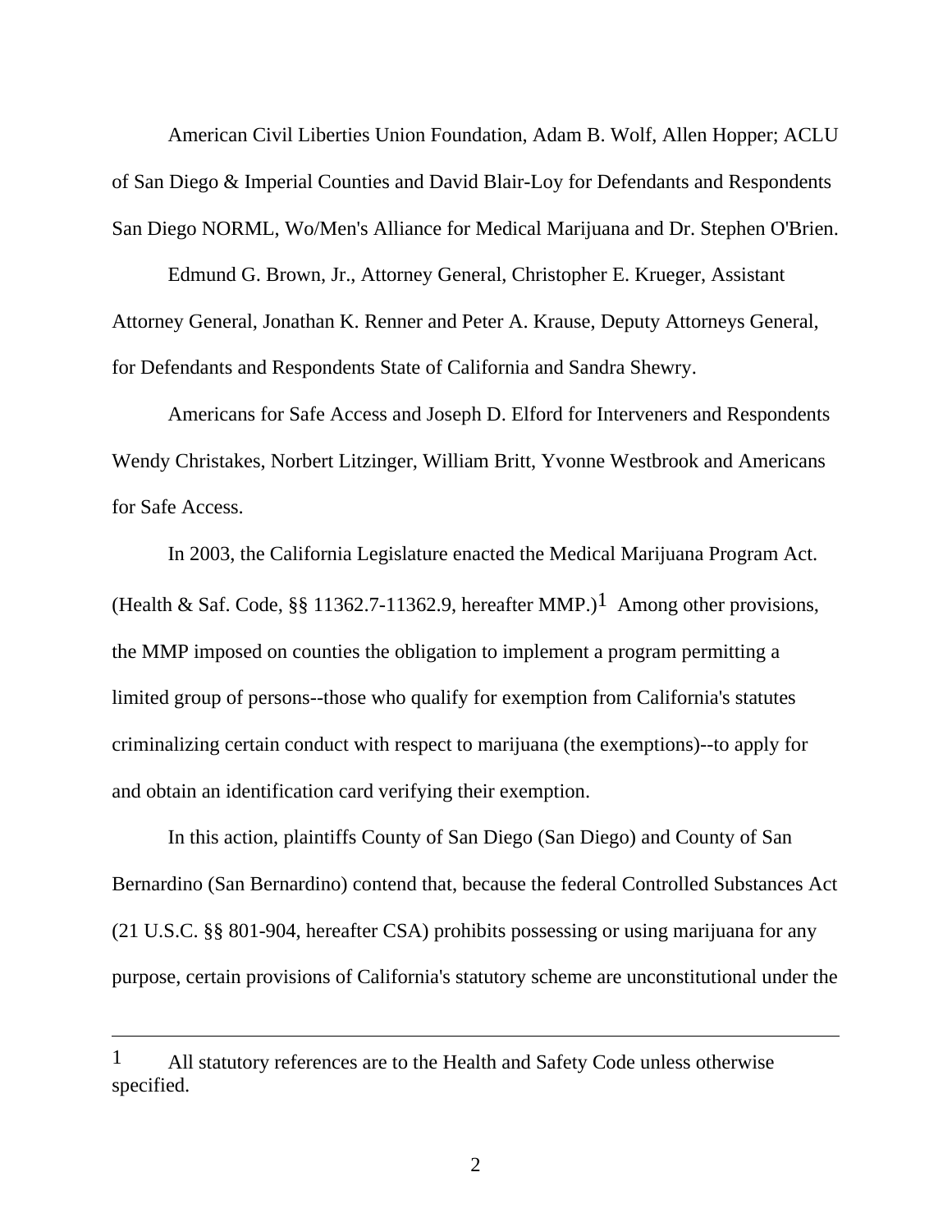American Civil Liberties Union Foundation, Adam B. Wolf, Allen Hopper; ACLU of San Diego & Imperial Counties and David Blair-Loy for Defendants and Respondents San Diego NORML, Wo/Men's Alliance for Medical Marijuana and Dr. Stephen O'Brien.

Edmund G. Brown, Jr., Attorney General, Christopher E. Krueger, Assistant Attorney General, Jonathan K. Renner and Peter A. Krause, Deputy Attorneys General, for Defendants and Respondents State of California and Sandra Shewry.

Americans for Safe Access and Joseph D. Elford for Interveners and Respondents Wendy Christakes, Norbert Litzinger, William Britt, Yvonne Westbrook and Americans for Safe Access.

In 2003, the California Legislature enacted the Medical Marijuana Program Act. (Health & Saf. Code, §§ 11362.7-11362.9, hereafter MMP.)[1] Among other provisions, the MMP imposed on counties the obligation to implement a program permitting a limited group of persons--those who qualify for exemption from California's statutes criminalizing certain conduct with respect to marijuana (the exemptions)--to apply for and obtain an identification card verifying their exemption.

In this action, plaintiffs County of San Diego (San Diego) and County of San Bernardino (San Bernardino) contend that, because the federal Controlled Substances Act (21 U.S.C. §§ 801-904, hereafter CSA) prohibits possessing or using marijuana for any purpose, certain provisions of California's statutory scheme are unconstitutional under the

---

[1] All statutory references are to the Health and Safety Code unless otherwise specified.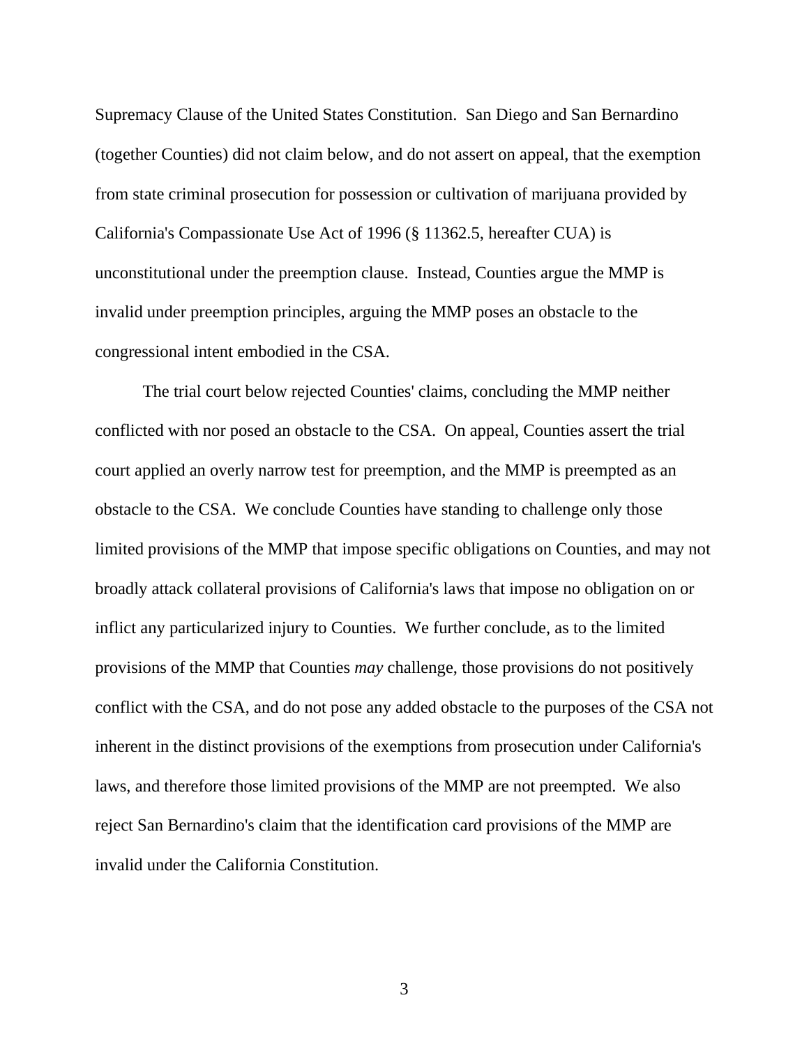Supremacy Clause of the United States Constitution. San Diego and San Bernardino (together Counties) did not claim below, and do not assert on appeal, that the exemption from state criminal prosecution for possession or cultivation of marijuana provided by California's Compassionate Use Act of 1996 (§ 11362.5, hereafter CUA) is unconstitutional under the preemption clause. Instead, Counties argue the MMP is invalid under preemption principles, arguing the MMP poses an obstacle to the congressional intent embodied in the CSA.

The trial court below rejected Counties' claims, concluding the MMP neither conflicted with nor posed an obstacle to the CSA. On appeal, Counties assert the trial court applied an overly narrow test for preemption, and the MMP is preempted as an obstacle to the CSA. We conclude Counties have standing to challenge only those limited provisions of the MMP that impose specific obligations on Counties, and may not broadly attack collateral provisions of California's laws that impose no obligation on or inflict any particularized injury to Counties. We further conclude, as to the limited provisions of the MMP that Counties *may* challenge, those provisions do not positively conflict with the CSA, and do not pose any added obstacle to the purposes of the CSA not inherent in the distinct provisions of the exemptions from prosecution under California's laws, and therefore those limited provisions of the MMP are not preempted. We also reject San Bernardino's claim that the identification card provisions of the MMP are invalid under the California Constitution.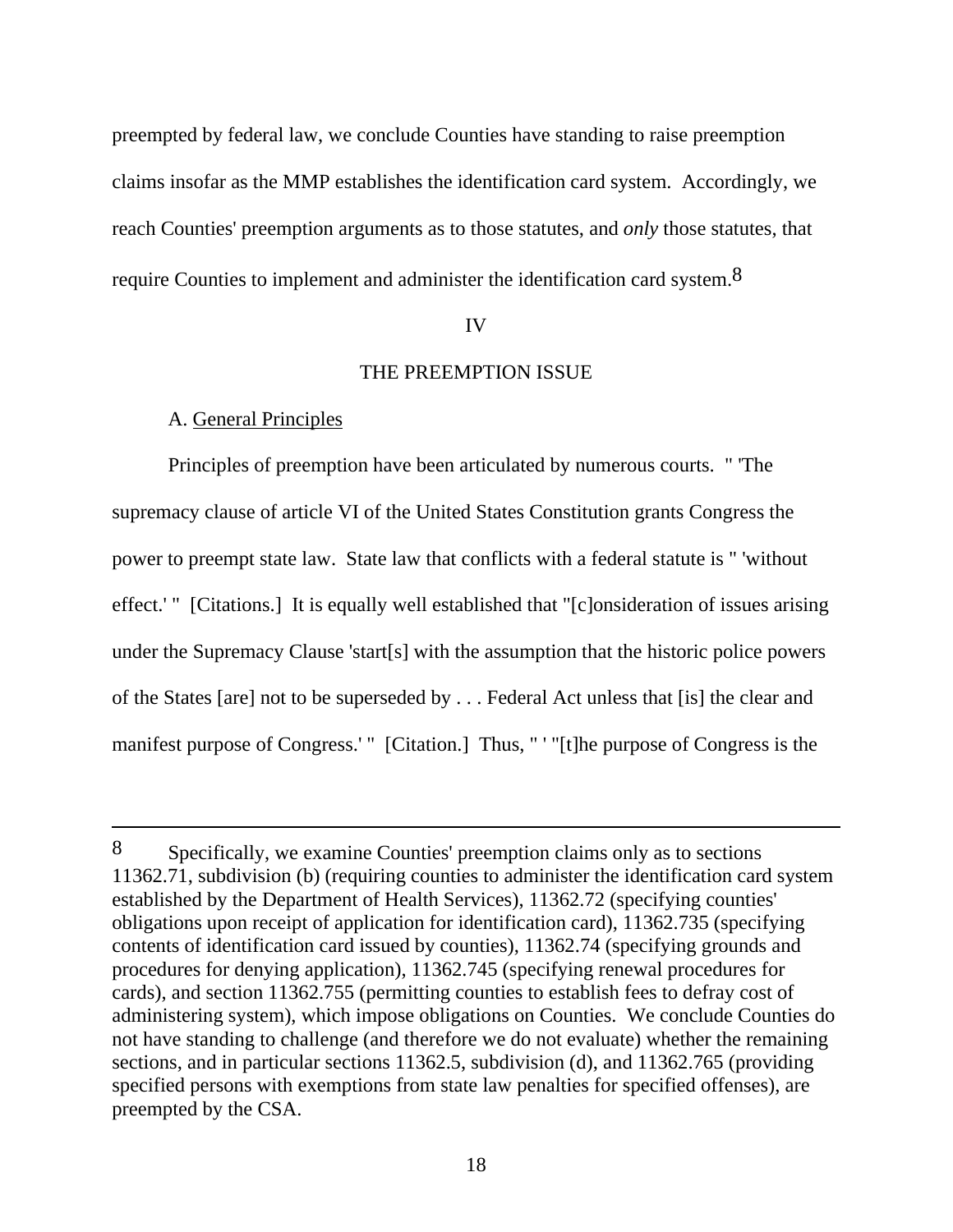preempted by federal law, we conclude Counties have standing to raise preemption claims insofar as the MMP establishes the identification card system. Accordingly, we reach Counties' preemption arguments as to those statutes, and *only* those statutes, that require Counties to implement and administer the identification card system.[8]

IV

THE PREEMPTION ISSUE

A. General Principles

Principles of preemption have been articulated by numerous courts. " 'The supremacy clause of article VI of the United States Constitution grants Congress the power to preempt state law. State law that conflicts with a federal statute is " 'without effect.' " [Citations.] It is equally well established that "[c]onsideration of issues arising under the Supremacy Clause 'start[s] with the assumption that the historic police powers of the States [are] not to be superseded by . . . Federal Act unless that [is] the clear and manifest purpose of Congress.' " [Citation.] Thus, " ' "[t]he purpose of Congress is the

---

[8] Specifically, we examine Counties' preemption claims only as to sections 11362.71, subdivision (b) (requiring counties to administer the identification card system established by the Department of Health Services), 11362.72 (specifying counties' obligations upon receipt of application for identification card), 11362.735 (specifying contents of identification card issued by counties), 11362.74 (specifying grounds and procedures for denying application), 11362.745 (specifying renewal procedures for cards), and section 11362.755 (permitting counties to establish fees to defray cost of administering system), which impose obligations on Counties. We conclude Counties do not have standing to challenge (and therefore we do not evaluate) whether the remaining sections, and in particular sections 11362.5, subdivision (d), and 11362.765 (providing specified persons with exemptions from state law penalties for specified offenses), are preempted by the CSA.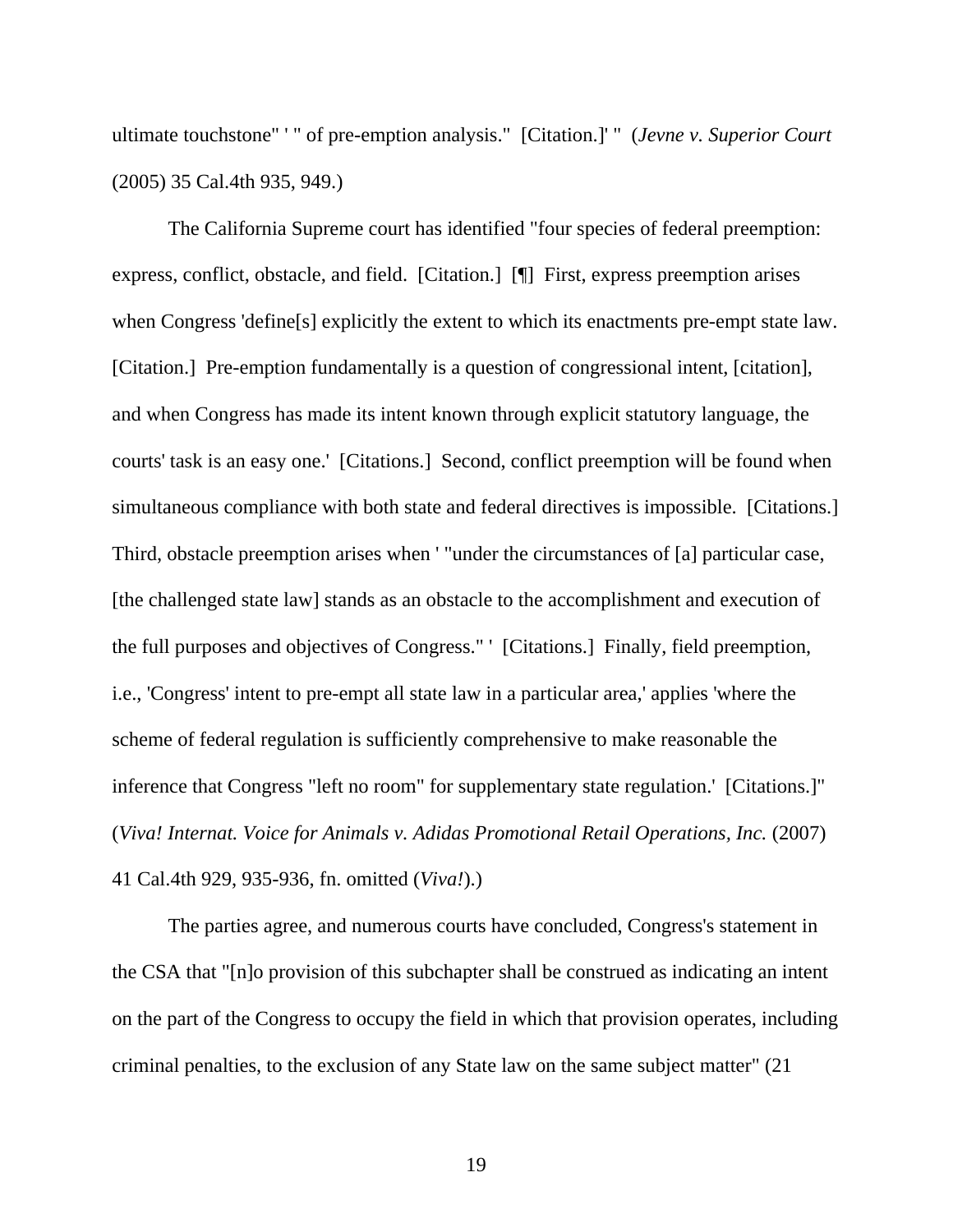ultimate touchstone" ' " of pre-emption analysis." [Citation.]' " (*Jevne v. Superior Court* (2005) 35 Cal.4th 935, 949.)

The California Supreme court has identified "four species of federal preemption: express, conflict, obstacle, and field. [Citation.] [¶] First, express preemption arises when Congress 'define[s] explicitly the extent to which its enactments pre-empt state law. [Citation.] Pre-emption fundamentally is a question of congressional intent, [citation], and when Congress has made its intent known through explicit statutory language, the courts' task is an easy one.' [Citations.] Second, conflict preemption will be found when simultaneous compliance with both state and federal directives is impossible. [Citations.] Third, obstacle preemption arises when ' "under the circumstances of [a] particular case, [the challenged state law] stands as an obstacle to the accomplishment and execution of the full purposes and objectives of Congress." ' [Citations.] Finally, field preemption, i.e., 'Congress' intent to pre-empt all state law in a particular area,' applies 'where the scheme of federal regulation is sufficiently comprehensive to make reasonable the inference that Congress "left no room" for supplementary state regulation.' [Citations.]" (*Viva! Internat. Voice for Animals v. Adidas Promotional Retail Operations, Inc.* (2007) 41 Cal.4th 929, 935-936, fn. omitted (*Viva!*).)

The parties agree, and numerous courts have concluded, Congress's statement in the CSA that "[n]o provision of this subchapter shall be construed as indicating an intent on the part of the Congress to occupy the field in which that provision operates, including criminal penalties, to the exclusion of any State law on the same subject matter" (21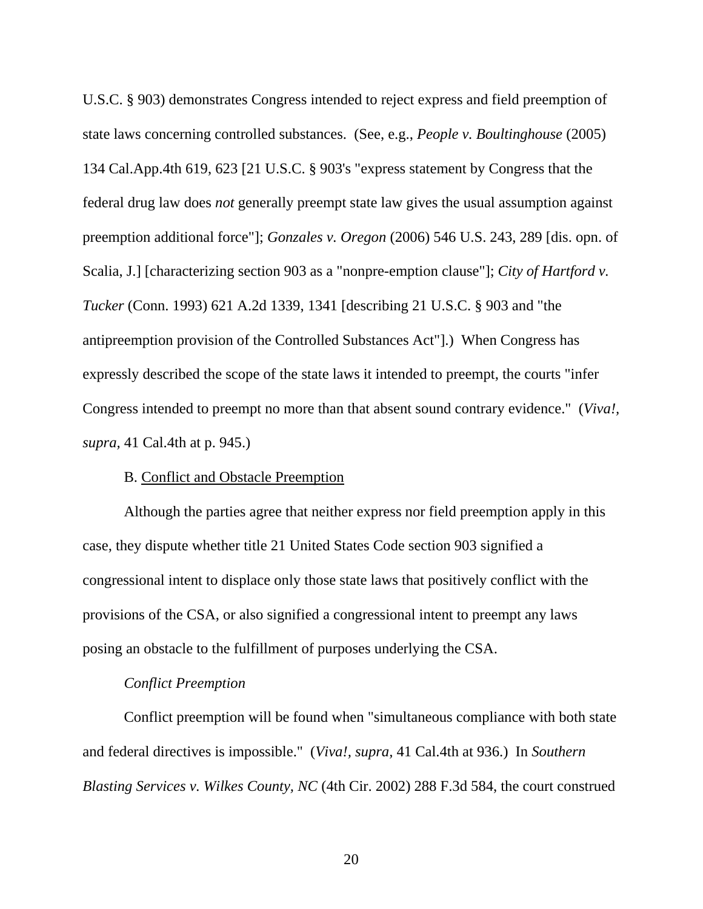U.S.C. § 903) demonstrates Congress intended to reject express and field preemption of state laws concerning controlled substances. (See, e.g., *People v. Boultinghouse* (2005) 134 Cal.App.4th 619, 623 [21 U.S.C. § 903's "express statement by Congress that the federal drug law does *not* generally preempt state law gives the usual assumption against preemption additional force"]; *Gonzales v. Oregon* (2006) 546 U.S. 243, 289 [dis. opn. of Scalia, J.] [characterizing section 903 as a "nonpre-emption clause"]; *City of Hartford v. Tucker* (Conn. 1993) 621 A.2d 1339, 1341 [describing 21 U.S.C. § 903 and "the antipreemption provision of the Controlled Substances Act"].) When Congress has expressly described the scope of the state laws it intended to preempt, the courts "infer Congress intended to preempt no more than that absent sound contrary evidence." (*Viva!, supra,* 41 Cal.4th at p. 945.)

B. Conflict and Obstacle Preemption

Although the parties agree that neither express nor field preemption apply in this case, they dispute whether title 21 United States Code section 903 signified a congressional intent to displace only those state laws that positively conflict with the provisions of the CSA, or also signified a congressional intent to preempt any laws posing an obstacle to the fulfillment of purposes underlying the CSA.

*Conflict Preemption*

Conflict preemption will be found when "simultaneous compliance with both state and federal directives is impossible." (*Viva!, supra*, 41 Cal.4th at 936.) In *Southern Blasting Services v. Wilkes County, NC* (4th Cir. 2002) 288 F.3d 584, the court construed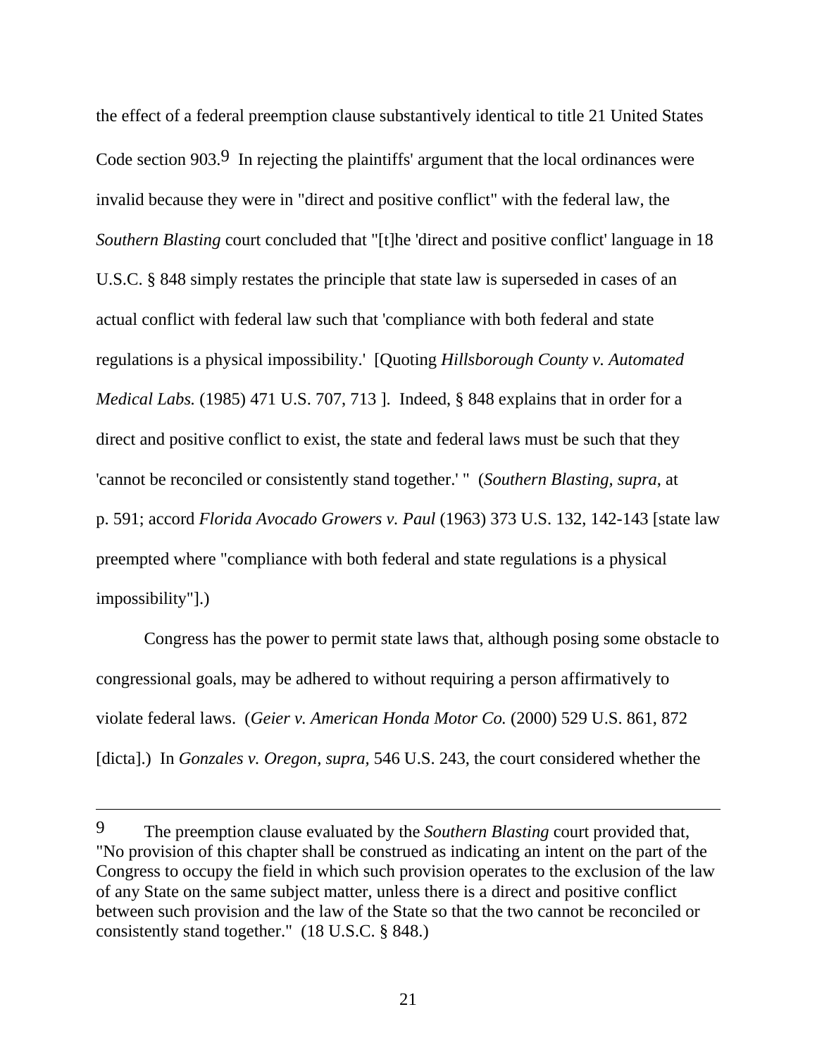the effect of a federal preemption clause substantively identical to title 21 United States Code section 903.[9] In rejecting the plaintiffs' argument that the local ordinances were invalid because they were in "direct and positive conflict" with the federal law, the *Southern Blasting* court concluded that "[t]he 'direct and positive conflict' language in 18 U.S.C. § 848 simply restates the principle that state law is superseded in cases of an actual conflict with federal law such that 'compliance with both federal and state regulations is a physical impossibility.' [Quoting *Hillsborough County v. Automated Medical Labs.* (1985) 471 U.S. 707, 713 ]. Indeed, § 848 explains that in order for a direct and positive conflict to exist, the state and federal laws must be such that they 'cannot be reconciled or consistently stand together.' " (*Southern Blasting*, *supra*, at p. 591; accord *Florida Avocado Growers v. Paul* (1963) 373 U.S. 132, 142-143 [state law preempted where "compliance with both federal and state regulations is a physical impossibility"].)

Congress has the power to permit state laws that, although posing some obstacle to congressional goals, may be adhered to without requiring a person affirmatively to violate federal laws. (*Geier v. American Honda Motor Co.* (2000) 529 U.S. 861, 872 [dicta].) In *Gonzales v. Oregon, supra,* 546 U.S. 243, the court considered whether the

---

[9] The preemption clause evaluated by the *Southern Blasting* court provided that, "No provision of this chapter shall be construed as indicating an intent on the part of the Congress to occupy the field in which such provision operates to the exclusion of the law of any State on the same subject matter, unless there is a direct and positive conflict between such provision and the law of the State so that the two cannot be reconciled or consistently stand together." (18 U.S.C. § 848.)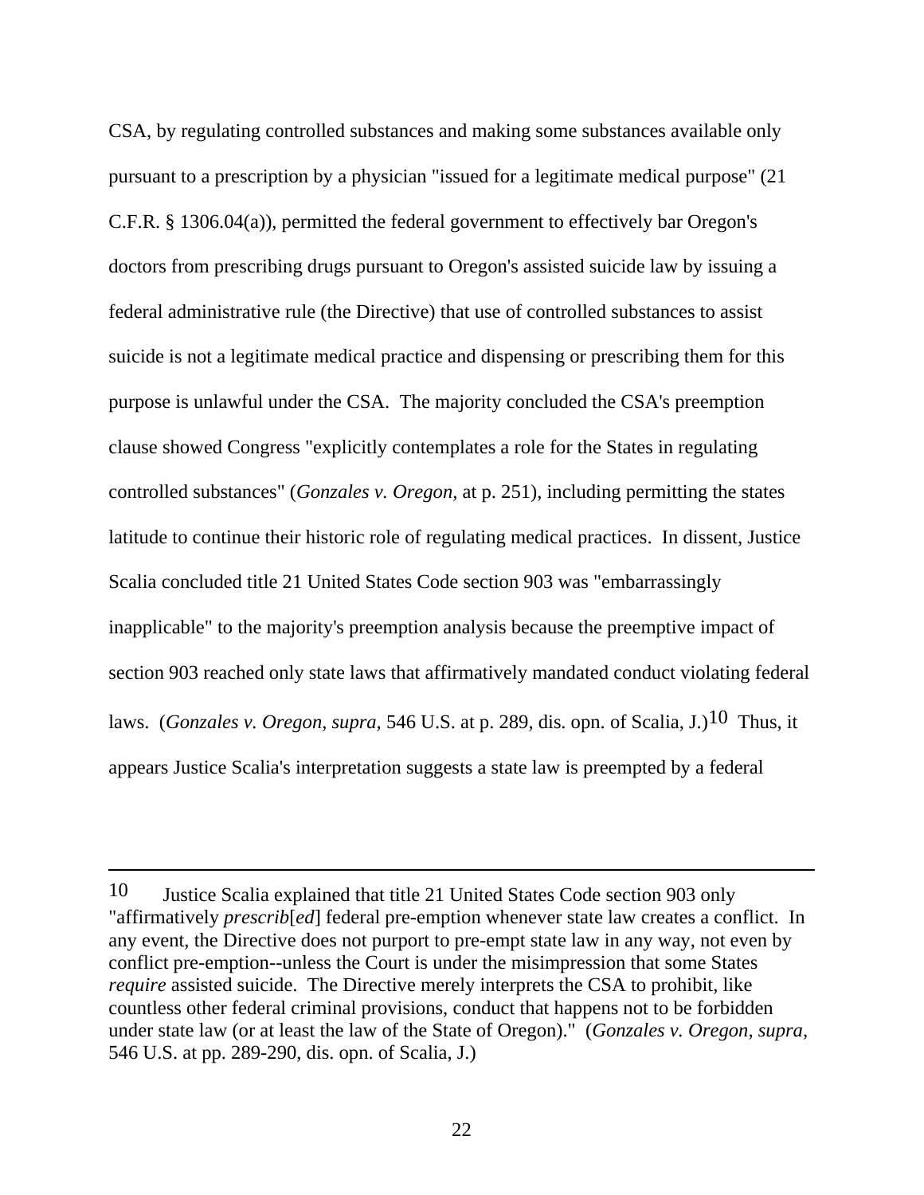CSA, by regulating controlled substances and making some substances available only pursuant to a prescription by a physician "issued for a legitimate medical purpose" (21 C.F.R. § 1306.04(a)), permitted the federal government to effectively bar Oregon's doctors from prescribing drugs pursuant to Oregon's assisted suicide law by issuing a federal administrative rule (the Directive) that use of controlled substances to assist suicide is not a legitimate medical practice and dispensing or prescribing them for this purpose is unlawful under the CSA. The majority concluded the CSA's preemption clause showed Congress "explicitly contemplates a role for the States in regulating controlled substances" (*Gonzales v. Oregon,* at p. 251), including permitting the states latitude to continue their historic role of regulating medical practices. In dissent, Justice Scalia concluded title 21 United States Code section 903 was "embarrassingly inapplicable" to the majority's preemption analysis because the preemptive impact of section 903 reached only state laws that affirmatively mandated conduct violating federal laws. (*Gonzales v. Oregon, supra,* 546 U.S. at p. 289, dis. opn. of Scalia, J.)[10] Thus, it appears Justice Scalia's interpretation suggests a state law is preempted by a federal

---

[10] Justice Scalia explained that title 21 United States Code section 903 only "affirmatively *prescrib*[*ed*] federal pre-emption whenever state law creates a conflict. In any event, the Directive does not purport to pre-empt state law in any way, not even by conflict pre-emption--unless the Court is under the misimpression that some States *require* assisted suicide. The Directive merely interprets the CSA to prohibit, like countless other federal criminal provisions, conduct that happens not to be forbidden under state law (or at least the law of the State of Oregon)." (*Gonzales v. Oregon, supra,* 546 U.S. at pp. 289-290, dis. opn. of Scalia, J.)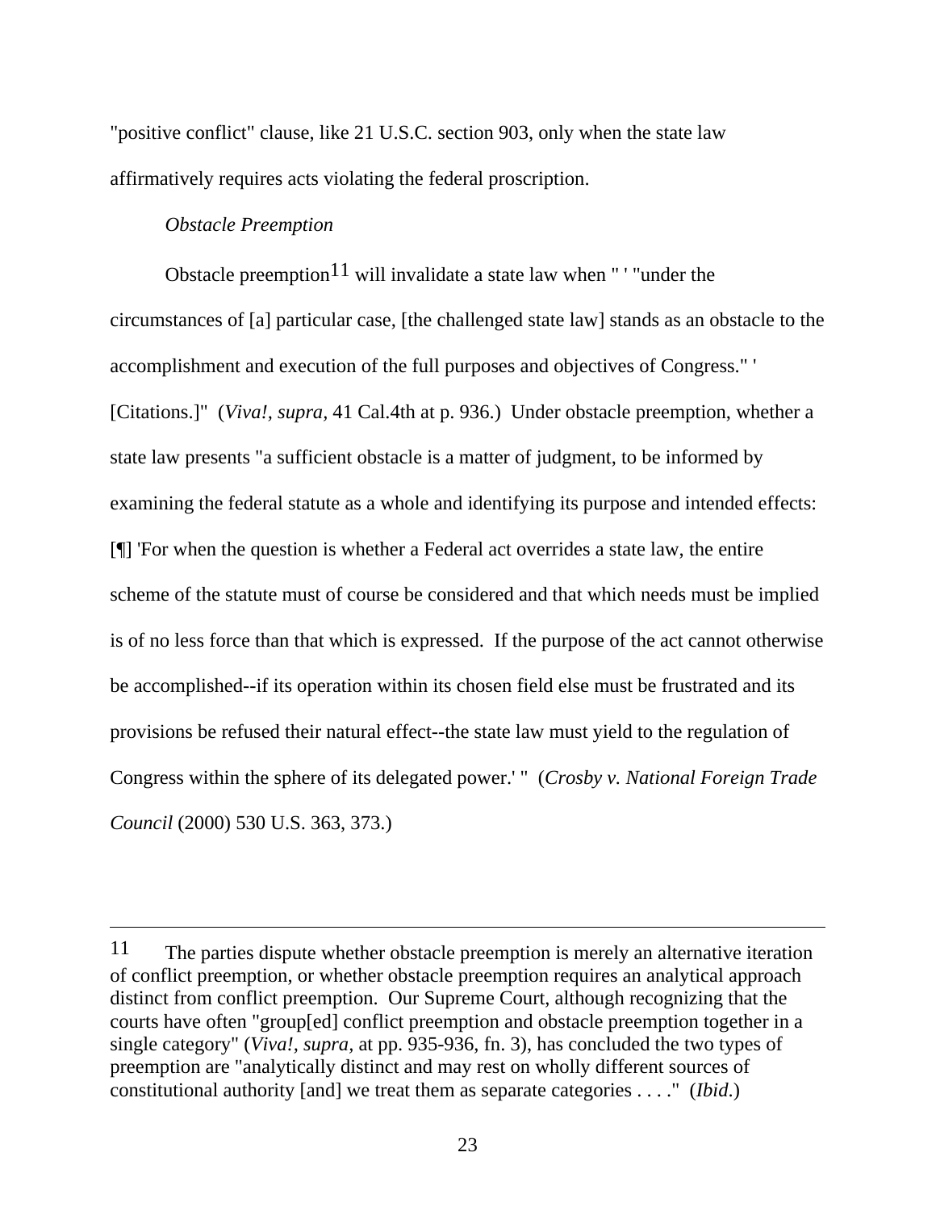"positive conflict" clause, like 21 U.S.C. section 903, only when the state law affirmatively requires acts violating the federal proscription.

*Obstacle Preemption*

Obstacle preemption[11] will invalidate a state law when " ' "under the circumstances of [a] particular case, [the challenged state law] stands as an obstacle to the accomplishment and execution of the full purposes and objectives of Congress." ' [Citations.]" (*Viva!, supra,* 41 Cal.4th at p. 936.) Under obstacle preemption, whether a state law presents "a sufficient obstacle is a matter of judgment, to be informed by examining the federal statute as a whole and identifying its purpose and intended effects: [¶] 'For when the question is whether a Federal act overrides a state law, the entire scheme of the statute must of course be considered and that which needs must be implied is of no less force than that which is expressed. If the purpose of the act cannot otherwise be accomplished--if its operation within its chosen field else must be frustrated and its provisions be refused their natural effect--the state law must yield to the regulation of Congress within the sphere of its delegated power.' " (*Crosby v. National Foreign Trade Council* (2000) 530 U.S. 363, 373.)

---

11 The parties dispute whether obstacle preemption is merely an alternative iteration of conflict preemption, or whether obstacle preemption requires an analytical approach distinct from conflict preemption. Our Supreme Court, although recognizing that the courts have often "group[ed] conflict preemption and obstacle preemption together in a single category" (*Viva!, supra,* at pp. 935-936, fn. 3), has concluded the two types of preemption are "analytically distinct and may rest on wholly different sources of constitutional authority [and] we treat them as separate categories . . . ." (*Ibid*.)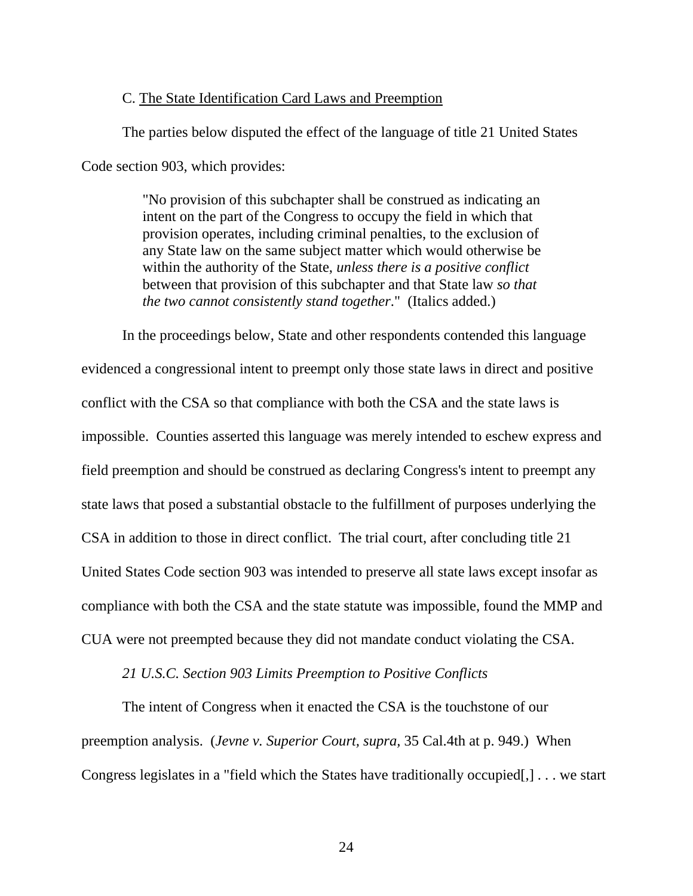C. <u>The State Identification Card Laws and Preemption</u>

The parties below disputed the effect of the language of title 21 United States Code section 903, which provides:

> "No provision of this subchapter shall be construed as indicating an intent on the part of the Congress to occupy the field in which that provision operates, including criminal penalties, to the exclusion of any State law on the same subject matter which would otherwise be within the authority of the State, *unless there is a positive conflict* between that provision of this subchapter and that State law *so that the two cannot consistently stand together*." (Italics added.)

In the proceedings below, State and other respondents contended this language evidenced a congressional intent to preempt only those state laws in direct and positive conflict with the CSA so that compliance with both the CSA and the state laws is impossible. Counties asserted this language was merely intended to eschew express and field preemption and should be construed as declaring Congress's intent to preempt any state laws that posed a substantial obstacle to the fulfillment of purposes underlying the CSA in addition to those in direct conflict. The trial court, after concluding title 21 United States Code section 903 was intended to preserve all state laws except insofar as compliance with both the CSA and the state statute was impossible, found the MMP and CUA were not preempted because they did not mandate conduct violating the CSA.

*21 U.S.C. Section 903 Limits Preemption to Positive Conflicts*

The intent of Congress when it enacted the CSA is the touchstone of our preemption analysis. (*Jevne v. Superior Court, supra,* 35 Cal.4th at p. 949.) When Congress legislates in a "field which the States have traditionally occupied[,] . . . we start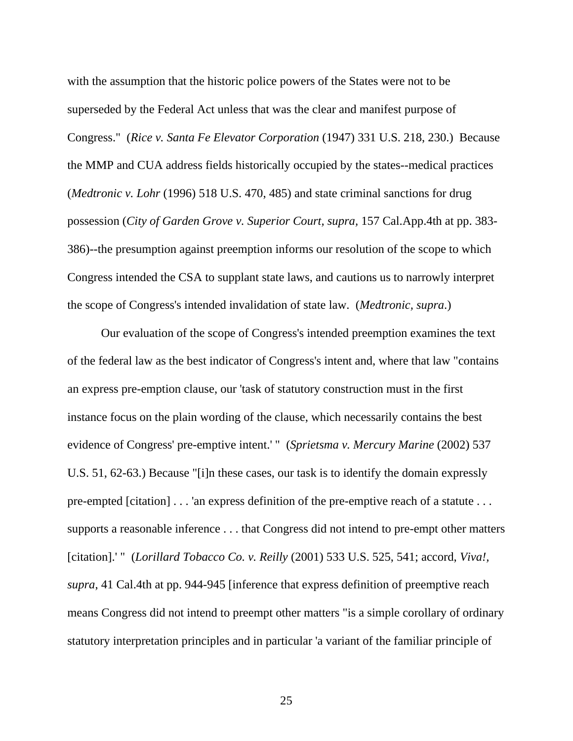with the assumption that the historic police powers of the States were not to be superseded by the Federal Act unless that was the clear and manifest purpose of Congress." (*Rice v. Santa Fe Elevator Corporation* (1947) 331 U.S. 218, 230.) Because the MMP and CUA address fields historically occupied by the states--medical practices (*Medtronic v. Lohr* (1996) 518 U.S. 470, 485) and state criminal sanctions for drug possession (*City of Garden Grove v. Superior Court, supra*, 157 Cal.App.4th at pp. 383-386)--the presumption against preemption informs our resolution of the scope to which Congress intended the CSA to supplant state laws, and cautions us to narrowly interpret the scope of Congress's intended invalidation of state law. (*Medtronic, supra*.)

Our evaluation of the scope of Congress's intended preemption examines the text of the federal law as the best indicator of Congress's intent and, where that law "contains an express pre-emption clause, our 'task of statutory construction must in the first instance focus on the plain wording of the clause, which necessarily contains the best evidence of Congress' pre-emptive intent.' " (*Sprietsma v. Mercury Marine* (2002) 537 U.S. 51, 62-63.) Because "[i]n these cases, our task is to identify the domain expressly pre-empted [citation] . . . 'an express definition of the pre-emptive reach of a statute . . . supports a reasonable inference . . . that Congress did not intend to pre-empt other matters [citation].' " (*Lorillard Tobacco Co. v. Reilly* (2001) 533 U.S. 525, 541; accord, *Viva!*, *supra*, 41 Cal.4th at pp. 944-945 [inference that express definition of preemptive reach means Congress did not intend to preempt other matters "is a simple corollary of ordinary statutory interpretation principles and in particular 'a variant of the familiar principle of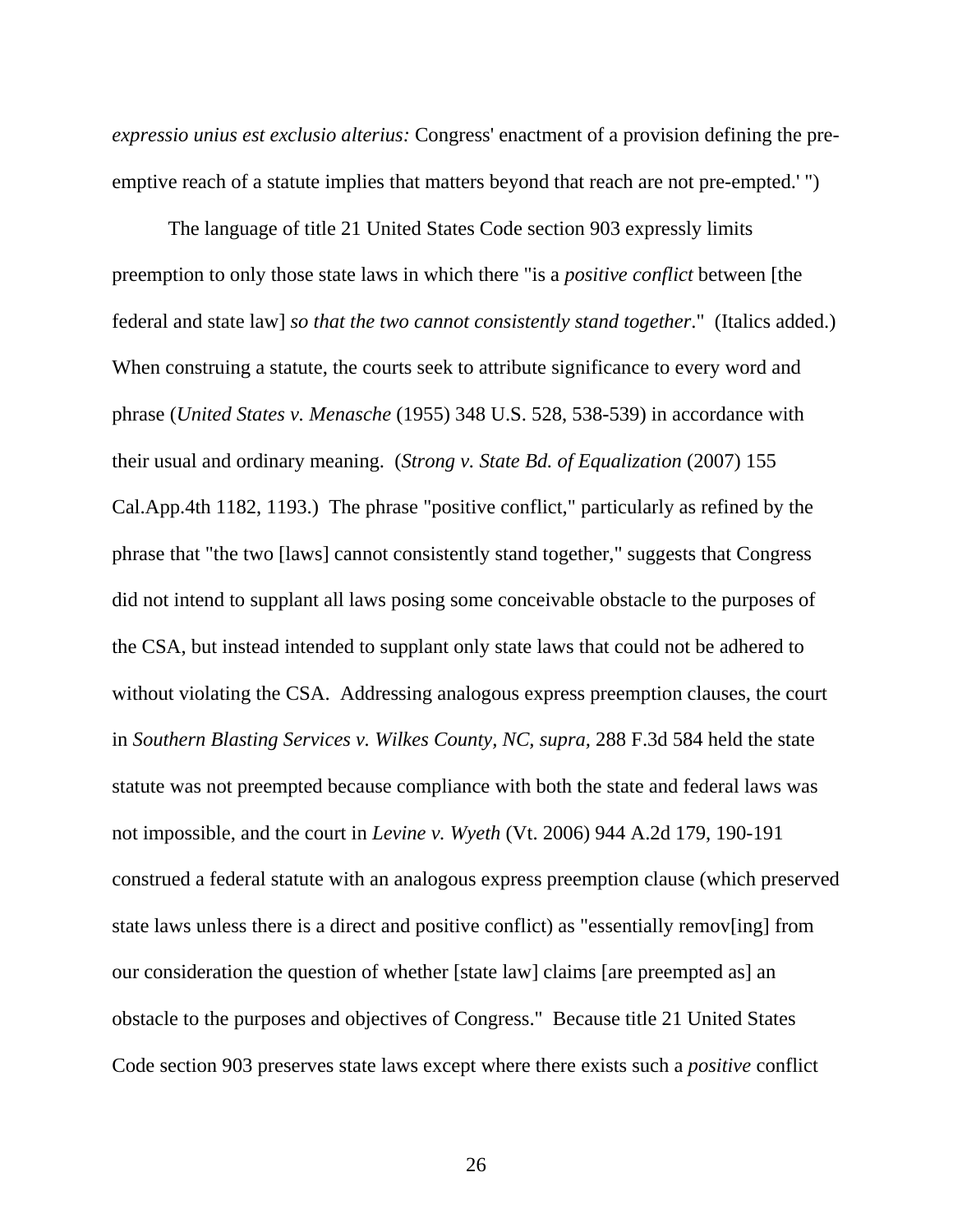*expressio unius est exclusio alterius:* Congress' enactment of a provision defining the pre-emptive reach of a statute implies that matters beyond that reach are not pre-empted.' ")

The language of title 21 United States Code section 903 expressly limits preemption to only those state laws in which there "is a *positive conflict* between [the federal and state law] *so that the two cannot consistently stand together*." (Italics added.) When construing a statute, the courts seek to attribute significance to every word and phrase (*United States v. Menasche* (1955) 348 U.S. 528, 538-539) in accordance with their usual and ordinary meaning. (*Strong v. State Bd. of Equalization* (2007) 155 Cal.App.4th 1182, 1193.) The phrase "positive conflict," particularly as refined by the phrase that "the two [laws] cannot consistently stand together," suggests that Congress did not intend to supplant all laws posing some conceivable obstacle to the purposes of the CSA, but instead intended to supplant only state laws that could not be adhered to without violating the CSA. Addressing analogous express preemption clauses, the court in *Southern Blasting Services v. Wilkes County, NC, supra,* 288 F.3d 584 held the state statute was not preempted because compliance with both the state and federal laws was not impossible, and the court in *Levine v. Wyeth* (Vt. 2006) 944 A.2d 179, 190-191 construed a federal statute with an analogous express preemption clause (which preserved state laws unless there is a direct and positive conflict) as "essentially remov[ing] from our consideration the question of whether [state law] claims [are preempted as] an obstacle to the purposes and objectives of Congress." Because title 21 United States Code section 903 preserves state laws except where there exists such a *positive* conflict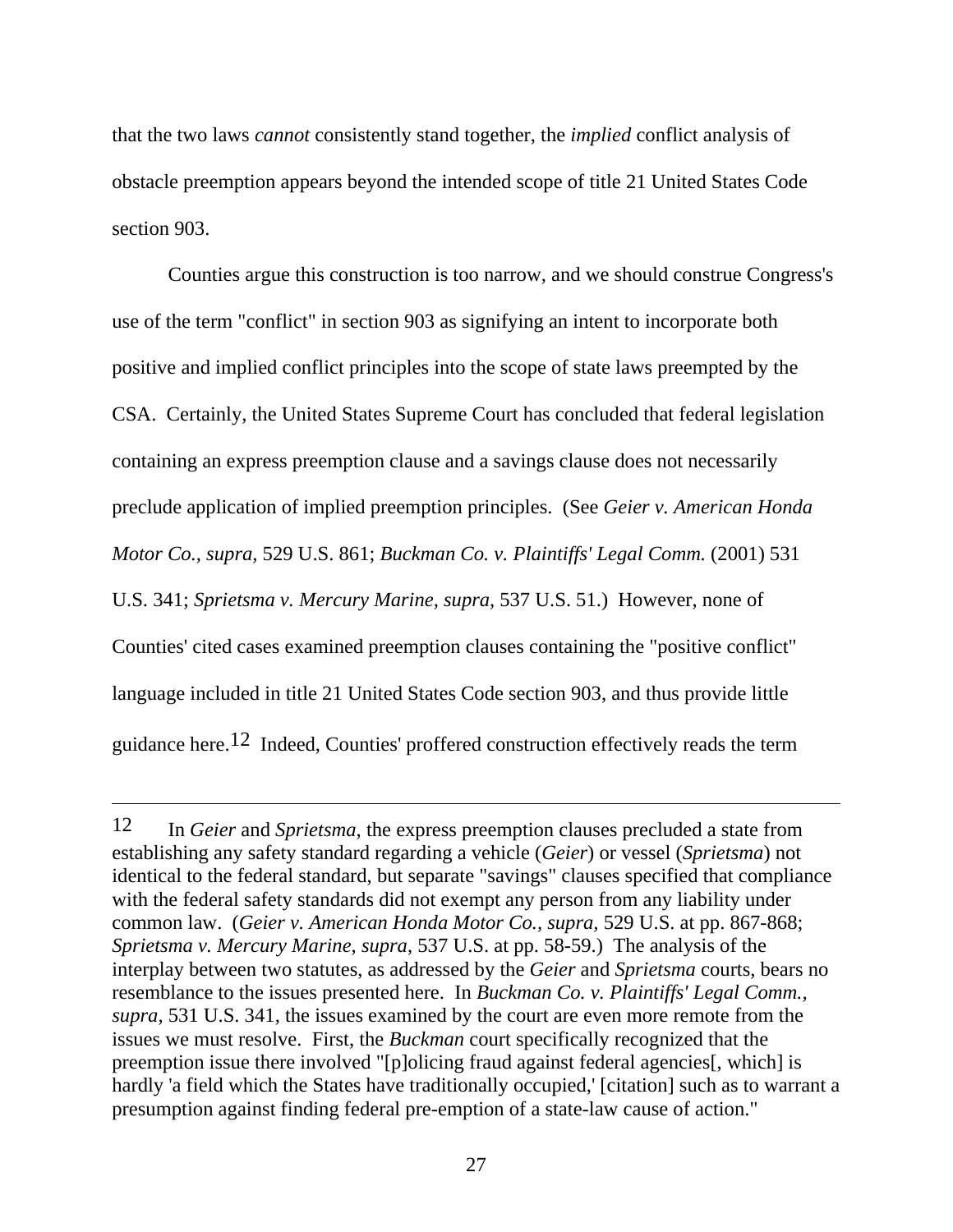that the two laws *cannot* consistently stand together, the *implied* conflict analysis of obstacle preemption appears beyond the intended scope of title 21 United States Code section 903.

Counties argue this construction is too narrow, and we should construe Congress's use of the term "conflict" in section 903 as signifying an intent to incorporate both positive and implied conflict principles into the scope of state laws preempted by the CSA. Certainly, the United States Supreme Court has concluded that federal legislation containing an express preemption clause and a savings clause does not necessarily preclude application of implied preemption principles. (See *Geier v. American Honda Motor Co., supra,* 529 U.S. 861; *Buckman Co. v. Plaintiffs' Legal Comm.* (2001) 531 U.S. 341; *Sprietsma v. Mercury Marine, supra,* 537 U.S. 51.) However, none of Counties' cited cases examined preemption clauses containing the "positive conflict" language included in title 21 United States Code section 903, and thus provide little guidance here.[12] Indeed, Counties' proffered construction effectively reads the term

---

[12] In *Geier* and *Sprietsma*, the express preemption clauses precluded a state from establishing any safety standard regarding a vehicle (*Geier*) or vessel (*Sprietsma*) not identical to the federal standard, but separate "savings" clauses specified that compliance with the federal safety standards did not exempt any person from any liability under common law. (*Geier v. American Honda Motor Co., supra,* 529 U.S. at pp. 867-868; *Sprietsma v. Mercury Marine, supra,* 537 U.S. at pp. 58-59.) The analysis of the interplay between two statutes, as addressed by the *Geier* and *Sprietsma* courts, bears no resemblance to the issues presented here. In *Buckman Co. v. Plaintiffs' Legal Comm., supra,* 531 U.S. 341, the issues examined by the court are even more remote from the issues we must resolve. First, the *Buckman* court specifically recognized that the preemption issue there involved "[p]olicing fraud against federal agencies[, which] is hardly 'a field which the States have traditionally occupied,' [citation] such as to warrant a presumption against finding federal pre-emption of a state-law cause of action."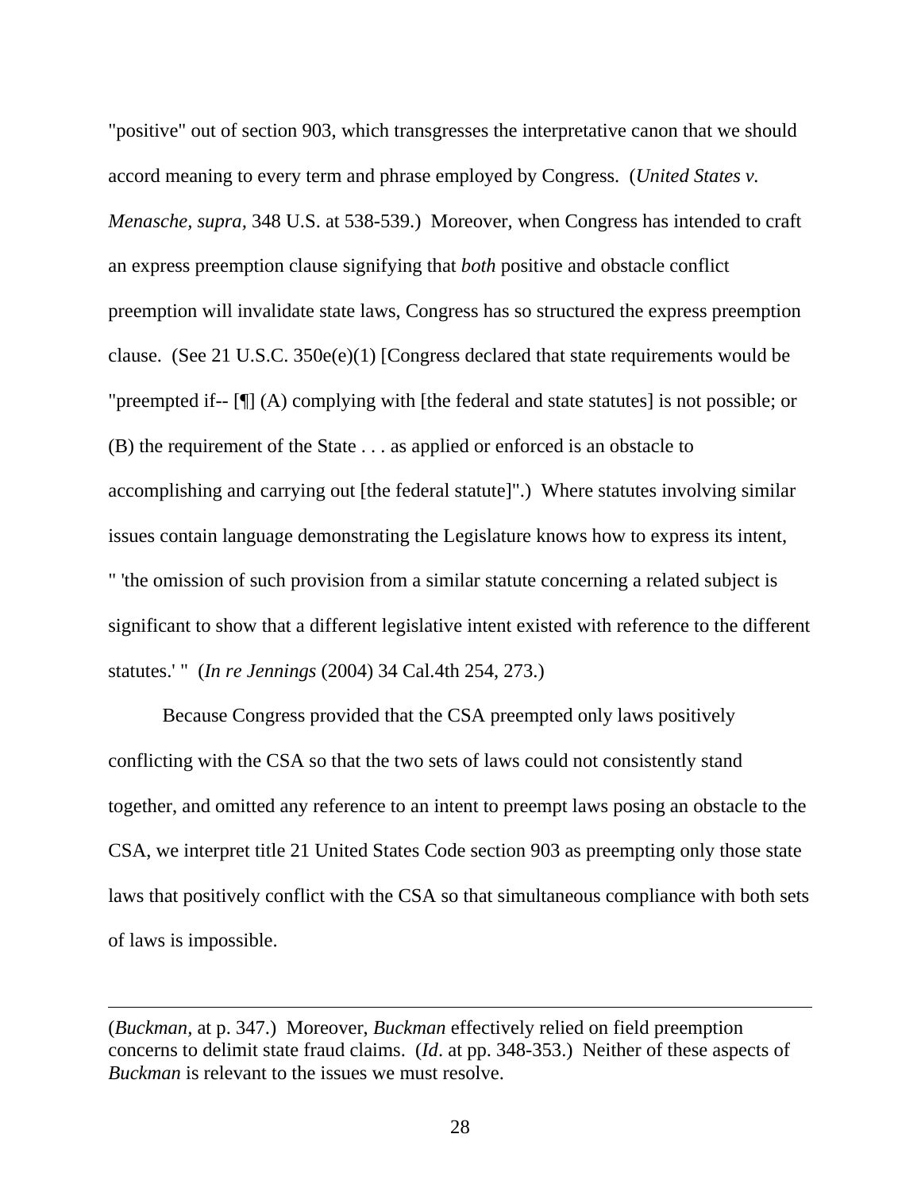"positive" out of section 903, which transgresses the interpretative canon that we should accord meaning to every term and phrase employed by Congress. (*United States v. Menasche, supra,* 348 U.S. at 538-539.) Moreover, when Congress has intended to craft an express preemption clause signifying that *both* positive and obstacle conflict preemption will invalidate state laws, Congress has so structured the express preemption clause. (See 21 U.S.C. 350e(e)(1) [Congress declared that state requirements would be "preempted if-- [¶] (A) complying with [the federal and state statutes] is not possible; or (B) the requirement of the State . . . as applied or enforced is an obstacle to accomplishing and carrying out [the federal statute]".) Where statutes involving similar issues contain language demonstrating the Legislature knows how to express its intent, " 'the omission of such provision from a similar statute concerning a related subject is significant to show that a different legislative intent existed with reference to the different statutes.' " (*In re Jennings* (2004) 34 Cal.4th 254, 273.)

Because Congress provided that the CSA preempted only laws positively conflicting with the CSA so that the two sets of laws could not consistently stand together, and omitted any reference to an intent to preempt laws posing an obstacle to the CSA, we interpret title 21 United States Code section 903 as preempting only those state laws that positively conflict with the CSA so that simultaneous compliance with both sets of laws is impossible.

---

(*Buckman*, at p. 347.) Moreover, *Buckman* effectively relied on field preemption concerns to delimit state fraud claims. (*Id*. at pp. 348-353.) Neither of these aspects of *Buckman* is relevant to the issues we must resolve.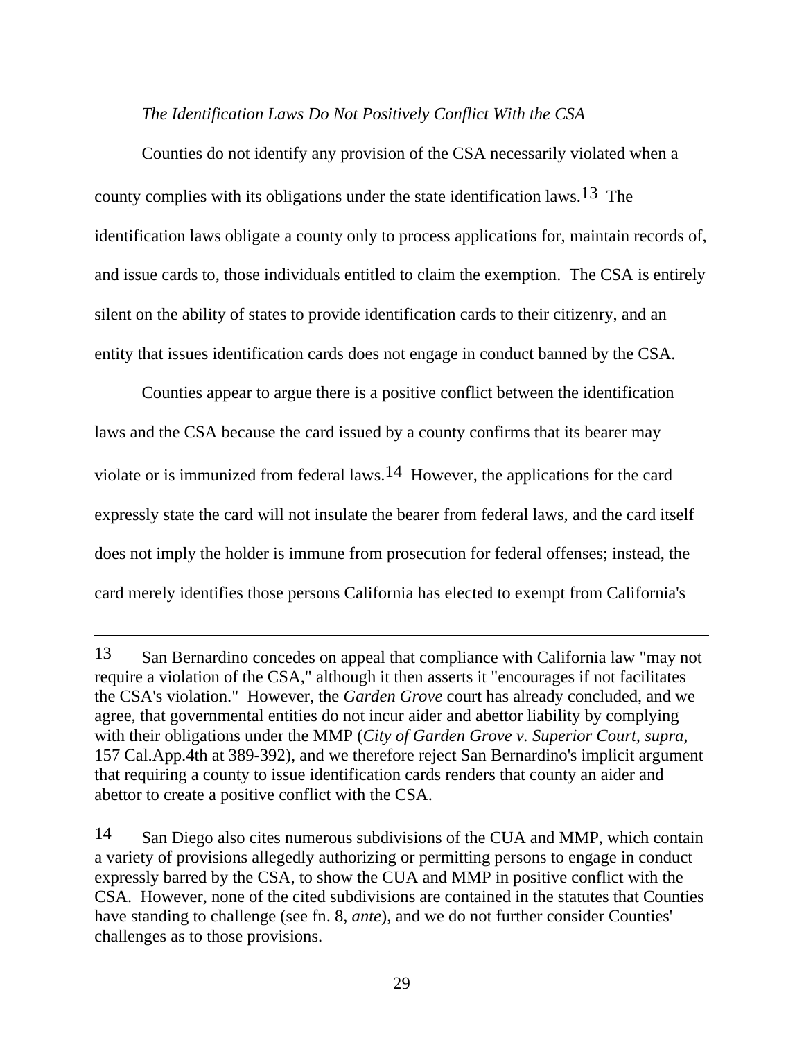*The Identification Laws Do Not Positively Conflict With the CSA*

Counties do not identify any provision of the CSA necessarily violated when a county complies with its obligations under the state identification laws.[13] The identification laws obligate a county only to process applications for, maintain records of, and issue cards to, those individuals entitled to claim the exemption. The CSA is entirely silent on the ability of states to provide identification cards to their citizenry, and an entity that issues identification cards does not engage in conduct banned by the CSA.

Counties appear to argue there is a positive conflict between the identification laws and the CSA because the card issued by a county confirms that its bearer may violate or is immunized from federal laws.[14] However, the applications for the card expressly state the card will not insulate the bearer from federal laws, and the card itself does not imply the holder is immune from prosecution for federal offenses; instead, the card merely identifies those persons California has elected to exempt from California's

---

[13] San Bernardino concedes on appeal that compliance with California law "may not require a violation of the CSA," although it then asserts it "encourages if not facilitates the CSA's violation." However, the *Garden Grove* court has already concluded, and we agree, that governmental entities do not incur aider and abettor liability by complying with their obligations under the MMP (*City of Garden Grove v. Superior Court, supra,* 157 Cal.App.4th at 389-392), and we therefore reject San Bernardino's implicit argument that requiring a county to issue identification cards renders that county an aider and abettor to create a positive conflict with the CSA.

[14] San Diego also cites numerous subdivisions of the CUA and MMP, which contain a variety of provisions allegedly authorizing or permitting persons to engage in conduct expressly barred by the CSA, to show the CUA and MMP in positive conflict with the CSA. However, none of the cited subdivisions are contained in the statutes that Counties have standing to challenge (see fn. 8, *ante*), and we do not further consider Counties' challenges as to those provisions.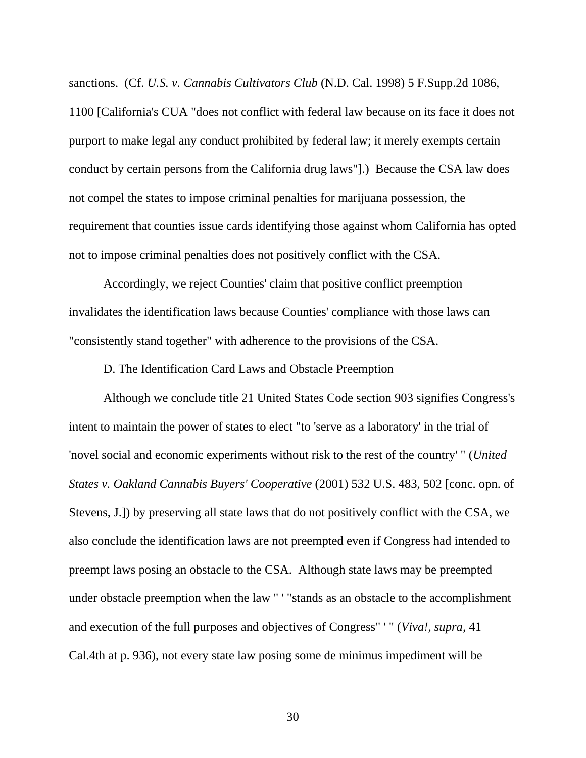sanctions. (Cf. *U.S. v. Cannabis Cultivators Club* (N.D. Cal. 1998) 5 F.Supp.2d 1086, 1100 [California's CUA "does not conflict with federal law because on its face it does not purport to make legal any conduct prohibited by federal law; it merely exempts certain conduct by certain persons from the California drug laws"].) Because the CSA law does not compel the states to impose criminal penalties for marijuana possession, the requirement that counties issue cards identifying those against whom California has opted not to impose criminal penalties does not positively conflict with the CSA.

Accordingly, we reject Counties' claim that positive conflict preemption invalidates the identification laws because Counties' compliance with those laws can "consistently stand together" with adherence to the provisions of the CSA.

D. The Identification Card Laws and Obstacle Preemption

Although we conclude title 21 United States Code section 903 signifies Congress's intent to maintain the power of states to elect "to 'serve as a laboratory' in the trial of 'novel social and economic experiments without risk to the rest of the country' " (*United States v. Oakland Cannabis Buyers' Cooperative* (2001) 532 U.S. 483, 502 [conc. opn. of Stevens, J.]) by preserving all state laws that do not positively conflict with the CSA, we also conclude the identification laws are not preempted even if Congress had intended to preempt laws posing an obstacle to the CSA. Although state laws may be preempted under obstacle preemption when the law " ' "stands as an obstacle to the accomplishment and execution of the full purposes and objectives of Congress" ' " (*Viva!*, *supra*, 41 Cal.4th at p. 936), not every state law posing some de minimus impediment will be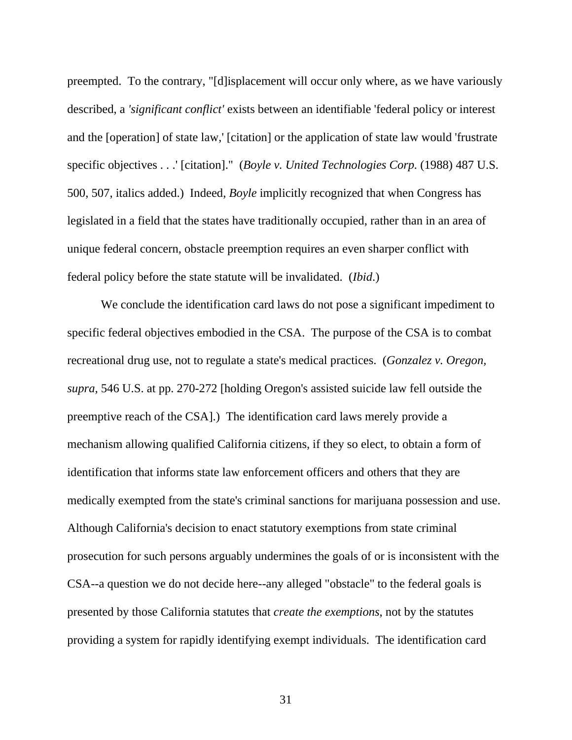preempted. To the contrary, "[d]isplacement will occur only where, as we have variously described, a *'significant conflict'* exists between an identifiable 'federal policy or interest and the [operation] of state law,' [citation] or the application of state law would 'frustrate specific objectives . . .' [citation]." (*Boyle v. United Technologies Corp.* (1988) 487 U.S. 500, 507, italics added.) Indeed, *Boyle* implicitly recognized that when Congress has legislated in a field that the states have traditionally occupied, rather than in an area of unique federal concern, obstacle preemption requires an even sharper conflict with federal policy before the state statute will be invalidated. (*Ibid*.)

We conclude the identification card laws do not pose a significant impediment to specific federal objectives embodied in the CSA. The purpose of the CSA is to combat recreational drug use, not to regulate a state's medical practices. (*Gonzalez v. Oregon, supra,* 546 U.S. at pp. 270-272 [holding Oregon's assisted suicide law fell outside the preemptive reach of the CSA].) The identification card laws merely provide a mechanism allowing qualified California citizens, if they so elect, to obtain a form of identification that informs state law enforcement officers and others that they are medically exempted from the state's criminal sanctions for marijuana possession and use. Although California's decision to enact statutory exemptions from state criminal prosecution for such persons arguably undermines the goals of or is inconsistent with the CSA--a question we do not decide here--any alleged "obstacle" to the federal goals is presented by those California statutes that *create the exemptions*, not by the statutes providing a system for rapidly identifying exempt individuals. The identification card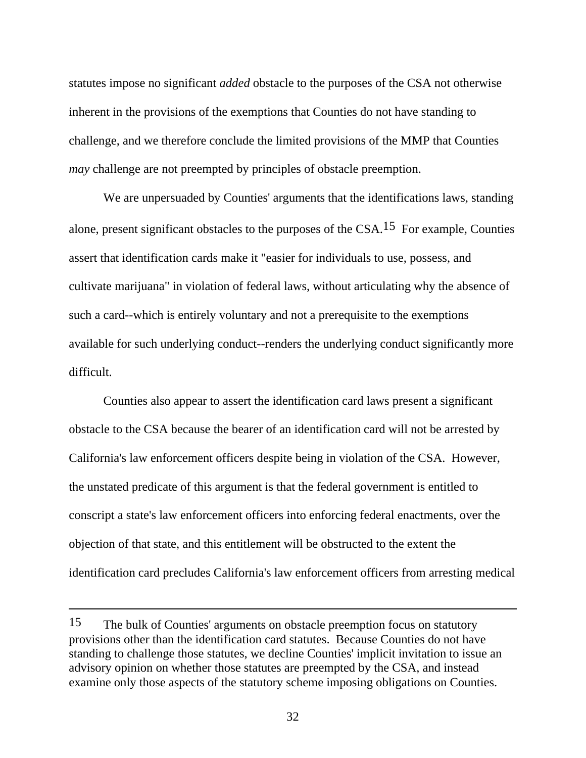statutes impose no significant *added* obstacle to the purposes of the CSA not otherwise inherent in the provisions of the exemptions that Counties do not have standing to challenge, and we therefore conclude the limited provisions of the MMP that Counties *may* challenge are not preempted by principles of obstacle preemption.

We are unpersuaded by Counties' arguments that the identifications laws, standing alone, present significant obstacles to the purposes of the CSA.[15] For example, Counties assert that identification cards make it "easier for individuals to use, possess, and cultivate marijuana" in violation of federal laws, without articulating why the absence of such a card--which is entirely voluntary and not a prerequisite to the exemptions available for such underlying conduct--renders the underlying conduct significantly more difficult.

Counties also appear to assert the identification card laws present a significant obstacle to the CSA because the bearer of an identification card will not be arrested by California's law enforcement officers despite being in violation of the CSA. However, the unstated predicate of this argument is that the federal government is entitled to conscript a state's law enforcement officers into enforcing federal enactments, over the objection of that state, and this entitlement will be obstructed to the extent the identification card precludes California's law enforcement officers from arresting medical

---

[15] The bulk of Counties' arguments on obstacle preemption focus on statutory provisions other than the identification card statutes. Because Counties do not have standing to challenge those statutes, we decline Counties' implicit invitation to issue an advisory opinion on whether those statutes are preempted by the CSA, and instead examine only those aspects of the statutory scheme imposing obligations on Counties.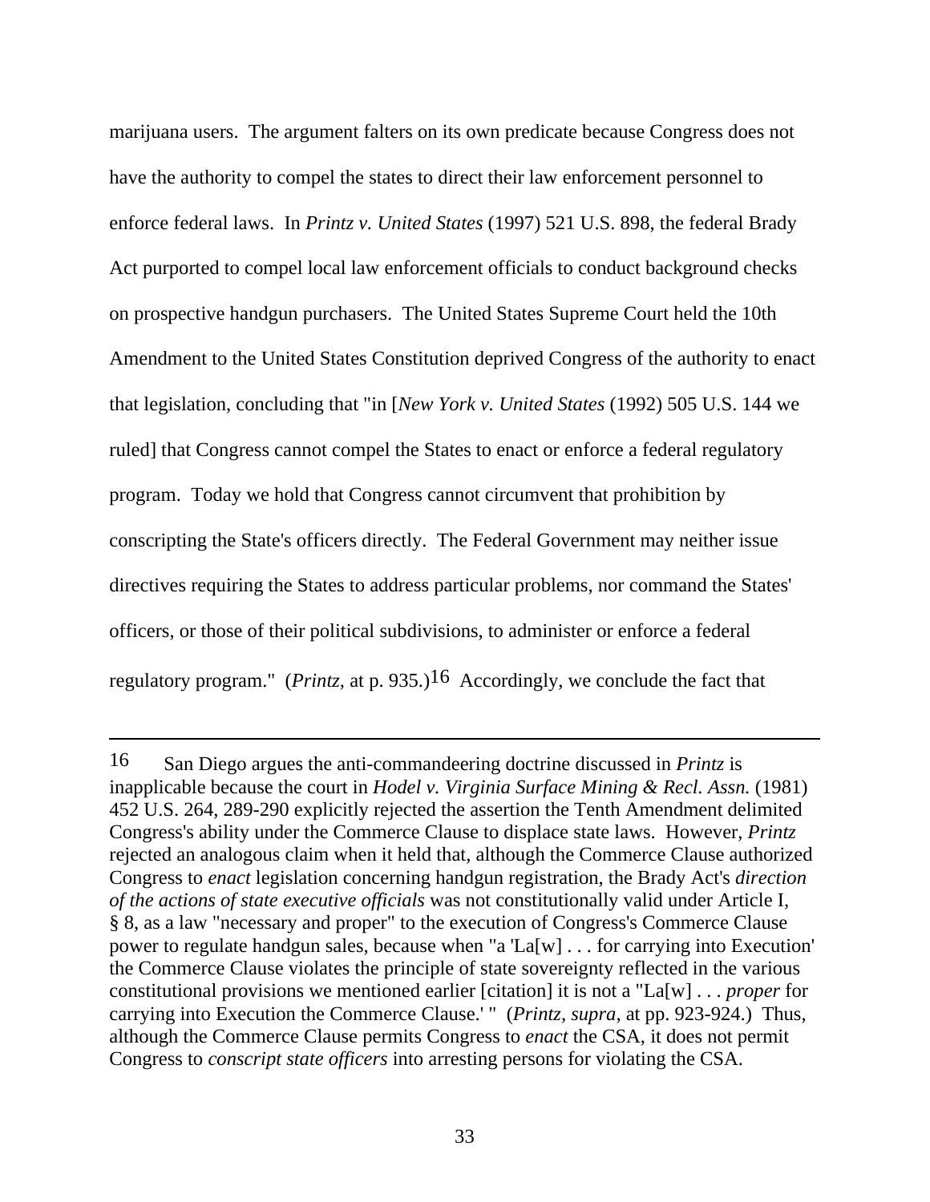marijuana users. The argument falters on its own predicate because Congress does not have the authority to compel the states to direct their law enforcement personnel to enforce federal laws. In *Printz v. United States* (1997) 521 U.S. 898, the federal Brady Act purported to compel local law enforcement officials to conduct background checks on prospective handgun purchasers. The United States Supreme Court held the 10th Amendment to the United States Constitution deprived Congress of the authority to enact that legislation, concluding that "in [*New York v. United States* (1992) 505 U.S. 144 we ruled] that Congress cannot compel the States to enact or enforce a federal regulatory program. Today we hold that Congress cannot circumvent that prohibition by conscripting the State's officers directly. The Federal Government may neither issue directives requiring the States to address particular problems, nor command the States' officers, or those of their political subdivisions, to administer or enforce a federal regulatory program." (*Printz*, at p. 935.)[16] Accordingly, we conclude the fact that

---

[16] San Diego argues the anti-commandeering doctrine discussed in *Printz* is inapplicable because the court in *Hodel v. Virginia Surface Mining & Recl. Assn.* (1981) 452 U.S. 264, 289-290 explicitly rejected the assertion the Tenth Amendment delimited Congress's ability under the Commerce Clause to displace state laws. However, *Printz* rejected an analogous claim when it held that, although the Commerce Clause authorized Congress to *enact* legislation concerning handgun registration, the Brady Act's *direction of the actions of state executive officials* was not constitutionally valid under Article I, § 8, as a law "necessary and proper" to the execution of Congress's Commerce Clause power to regulate handgun sales, because when "a 'La[w] . . . for carrying into Execution' the Commerce Clause violates the principle of state sovereignty reflected in the various constitutional provisions we mentioned earlier [citation] it is not a "La[w] . . . *proper* for carrying into Execution the Commerce Clause.' " (*Printz*, *supra*, at pp. 923-924.) Thus, although the Commerce Clause permits Congress to *enact* the CSA, it does not permit Congress to *conscript state officers* into arresting persons for violating the CSA.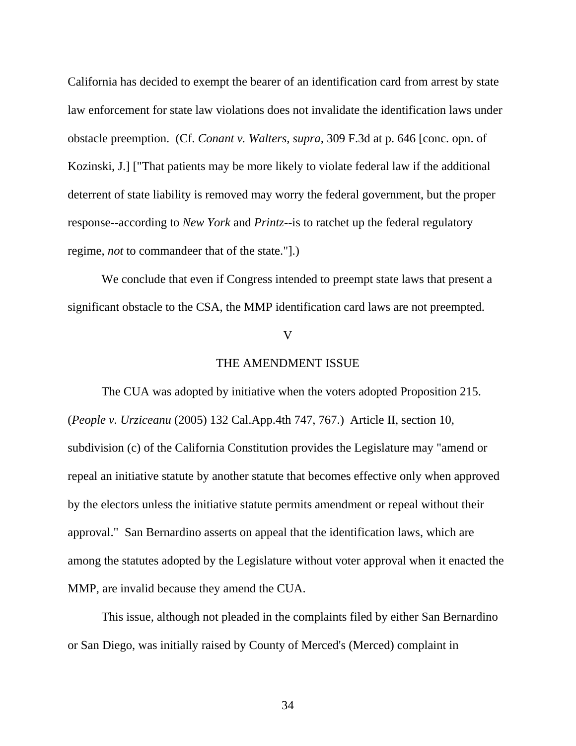California has decided to exempt the bearer of an identification card from arrest by state law enforcement for state law violations does not invalidate the identification laws under obstacle preemption. (Cf. *Conant v. Walters, supra,* 309 F.3d at p. 646 [conc. opn. of Kozinski, J.] ["That patients may be more likely to violate federal law if the additional deterrent of state liability is removed may worry the federal government, but the proper response--according to *New York* and *Printz*--is to ratchet up the federal regulatory regime, *not* to commandeer that of the state."].)

We conclude that even if Congress intended to preempt state laws that present a significant obstacle to the CSA, the MMP identification card laws are not preempted.

## V

## THE AMENDMENT ISSUE

The CUA was adopted by initiative when the voters adopted Proposition 215. (*People v. Urziceanu* (2005) 132 Cal.App.4th 747, 767.) Article II, section 10, subdivision (c) of the California Constitution provides the Legislature may "amend or repeal an initiative statute by another statute that becomes effective only when approved by the electors unless the initiative statute permits amendment or repeal without their approval." San Bernardino asserts on appeal that the identification laws, which are among the statutes adopted by the Legislature without voter approval when it enacted the MMP, are invalid because they amend the CUA.

This issue, although not pleaded in the complaints filed by either San Bernardino or San Diego, was initially raised by County of Merced's (Merced) complaint in